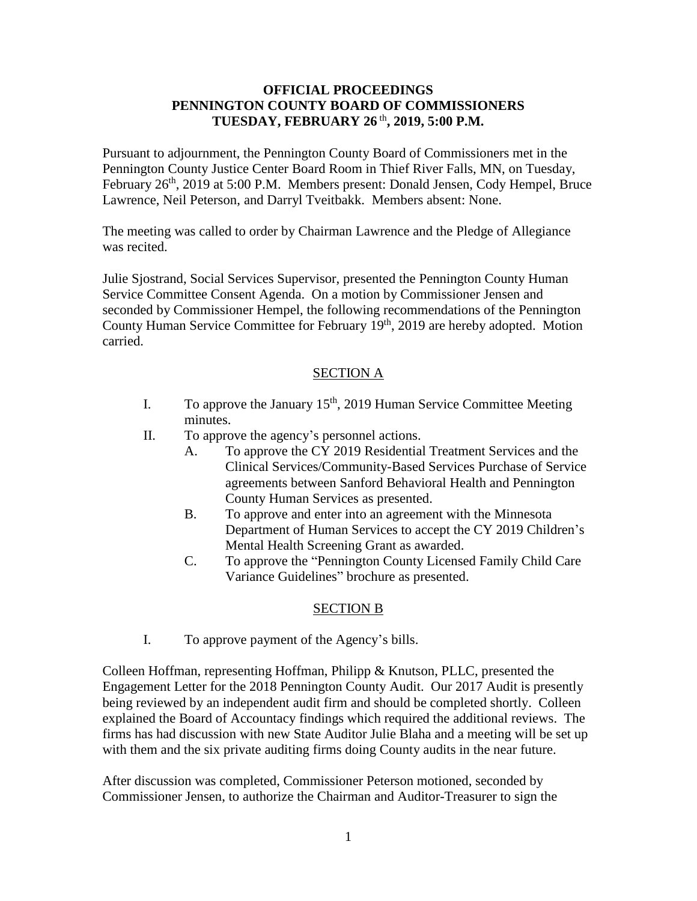**OFFICIAL PROCEEDINGS**
**PENNINGTON COUNTY BOARD OF COMMISSIONERS**
**TUESDAY, FEBRUARY 26th, 2019, 5:00 P.M.**

Pursuant to adjournment, the Pennington County Board of Commissioners met in the Pennington County Justice Center Board Room in Thief River Falls, MN, on Tuesday, February 26th, 2019 at 5:00 P.M. Members present: Donald Jensen, Cody Hempel, Bruce Lawrence, Neil Peterson, and Darryl Tveitbakk. Members absent: None.

The meeting was called to order by Chairman Lawrence and the Pledge of Allegiance was recited.

Julie Sjostrand, Social Services Supervisor, presented the Pennington County Human Service Committee Consent Agenda. On a motion by Commissioner Jensen and seconded by Commissioner Hempel, the following recommendations of the Pennington County Human Service Committee for February 19th, 2019 are hereby adopted. Motion carried.

SECTION A

I. To approve the January 15th, 2019 Human Service Committee Meeting minutes.

II. To approve the agency's personnel actions.

   A. To approve the CY 2019 Residential Treatment Services and the Clinical Services/Community-Based Services Purchase of Service agreements between Sanford Behavioral Health and Pennington County Human Services as presented.

   B. To approve and enter into an agreement with the Minnesota Department of Human Services to accept the CY 2019 Children's Mental Health Screening Grant as awarded.

   C. To approve the "Pennington County Licensed Family Child Care Variance Guidelines" brochure as presented.

SECTION B

I. To approve payment of the Agency's bills.

Colleen Hoffman, representing Hoffman, Philipp & Knutson, PLLC, presented the Engagement Letter for the 2018 Pennington County Audit. Our 2017 Audit is presently being reviewed by an independent audit firm and should be completed shortly. Colleen explained the Board of Accountancy findings which required the additional reviews. The firms has had discussion with new State Auditor Julie Blaha and a meeting will be set up with them and the six private auditing firms doing County audits in the near future.

After discussion was completed, Commissioner Peterson motioned, seconded by Commissioner Jensen, to authorize the Chairman and Auditor-Treasurer to sign the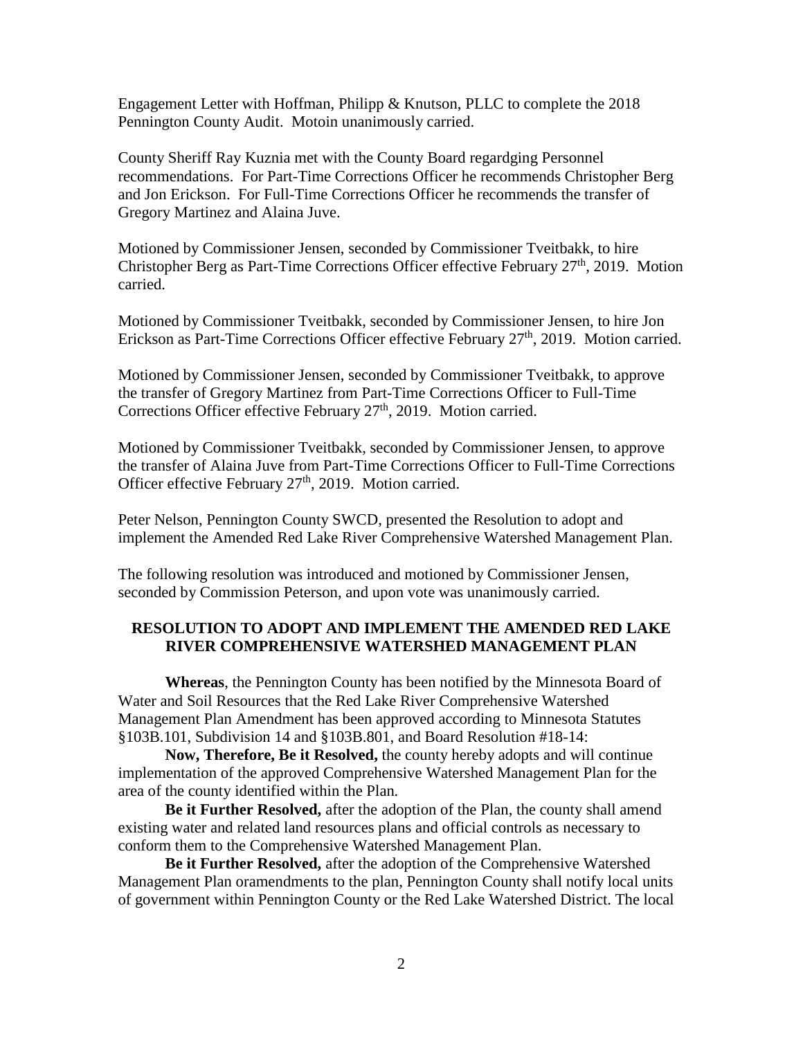Engagement Letter with Hoffman, Philipp & Knutson, PLLC to complete the 2018 Pennington County Audit. Motoin unanimously carried.

County Sheriff Ray Kuznia met with the County Board regardging Personnel recommendations. For Part-Time Corrections Officer he recommends Christopher Berg and Jon Erickson. For Full-Time Corrections Officer he recommends the transfer of Gregory Martinez and Alaina Juve.

Motioned by Commissioner Jensen, seconded by Commissioner Tveitbakk, to hire Christopher Berg as Part-Time Corrections Officer effective February 27th, 2019. Motion carried.

Motioned by Commissioner Tveitbakk, seconded by Commissioner Jensen, to hire Jon Erickson as Part-Time Corrections Officer effective February 27th, 2019. Motion carried.

Motioned by Commissioner Jensen, seconded by Commissioner Tveitbakk, to approve the transfer of Gregory Martinez from Part-Time Corrections Officer to Full-Time Corrections Officer effective February 27th, 2019. Motion carried.

Motioned by Commissioner Tveitbakk, seconded by Commissioner Jensen, to approve the transfer of Alaina Juve from Part-Time Corrections Officer to Full-Time Corrections Officer effective February 27th, 2019. Motion carried.

Peter Nelson, Pennington County SWCD, presented the Resolution to adopt and implement the Amended Red Lake River Comprehensive Watershed Management Plan.

The following resolution was introduced and motioned by Commissioner Jensen, seconded by Commission Peterson, and upon vote was unanimously carried.

**RESOLUTION TO ADOPT AND IMPLEMENT THE AMENDED RED LAKE RIVER COMPREHENSIVE WATERSHED MANAGEMENT PLAN**

**Whereas**, the Pennington County has been notified by the Minnesota Board of Water and Soil Resources that the Red Lake River Comprehensive Watershed Management Plan Amendment has been approved according to Minnesota Statutes §103B.101, Subdivision 14 and §103B.801, and Board Resolution #18-14:

**Now, Therefore, Be it Resolved,** the county hereby adopts and will continue implementation of the approved Comprehensive Watershed Management Plan for the area of the county identified within the Plan.

**Be it Further Resolved,** after the adoption of the Plan, the county shall amend existing water and related land resources plans and official controls as necessary to conform them to the Comprehensive Watershed Management Plan.

**Be it Further Resolved,** after the adoption of the Comprehensive Watershed Management Plan oramendments to the plan, Pennington County shall notify local units of government within Pennington County or the Red Lake Watershed District. The local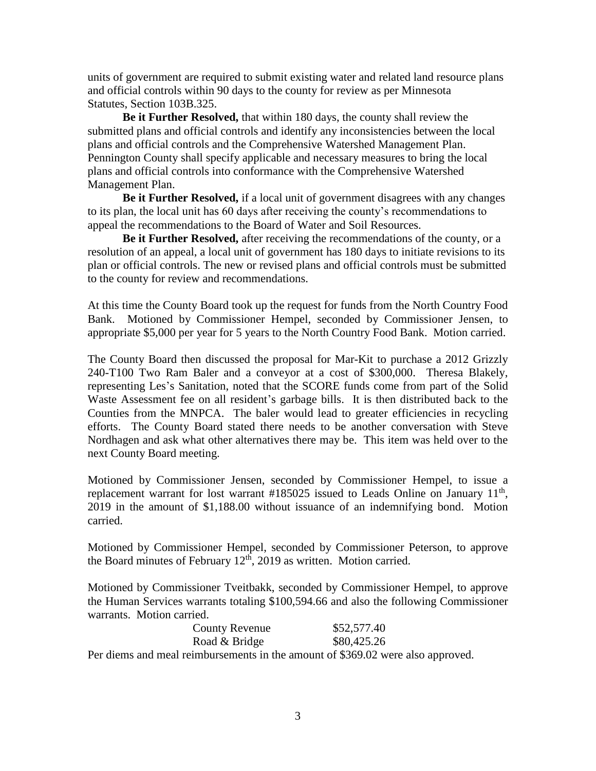units of government are required to submit existing water and related land resource plans and official controls within 90 days to the county for review as per Minnesota Statutes, Section 103B.325.

**Be it Further Resolved,** that within 180 days, the county shall review the submitted plans and official controls and identify any inconsistencies between the local plans and official controls and the Comprehensive Watershed Management Plan. Pennington County shall specify applicable and necessary measures to bring the local plans and official controls into conformance with the Comprehensive Watershed Management Plan.

**Be it Further Resolved,** if a local unit of government disagrees with any changes to its plan, the local unit has 60 days after receiving the county's recommendations to appeal the recommendations to the Board of Water and Soil Resources.

**Be it Further Resolved,** after receiving the recommendations of the county, or a resolution of an appeal, a local unit of government has 180 days to initiate revisions to its plan or official controls. The new or revised plans and official controls must be submitted to the county for review and recommendations.

At this time the County Board took up the request for funds from the North Country Food Bank. Motioned by Commissioner Hempel, seconded by Commissioner Jensen, to appropriate $5,000 per year for 5 years to the North Country Food Bank. Motion carried.

The County Board then discussed the proposal for Mar-Kit to purchase a 2012 Grizzly 240-T100 Two Ram Baler and a conveyor at a cost of $300,000. Theresa Blakely, representing Les's Sanitation, noted that the SCORE funds come from part of the Solid Waste Assessment fee on all resident's garbage bills. It is then distributed back to the Counties from the MNPCA. The baler would lead to greater efficiencies in recycling efforts. The County Board stated there needs to be another conversation with Steve Nordhagen and ask what other alternatives there may be. This item was held over to the next County Board meeting.

Motioned by Commissioner Jensen, seconded by Commissioner Hempel, to issue a replacement warrant for lost warrant #185025 issued to Leads Online on January 11th, 2019 in the amount of $1,188.00 without issuance of an indemnifying bond. Motion carried.

Motioned by Commissioner Hempel, seconded by Commissioner Peterson, to approve the Board minutes of February 12th, 2019 as written. Motion carried.

Motioned by Commissioner Tveitbakk, seconded by Commissioner Hempel, to approve the Human Services warrants totaling $100,594.66 and also the following Commissioner warrants. Motion carried.

| | |
|---|---|
| County Revenue | $52,577.40 |
| Road & Bridge | $80,425.26 |

Per diems and meal reimbursements in the amount of $369.02 were also approved.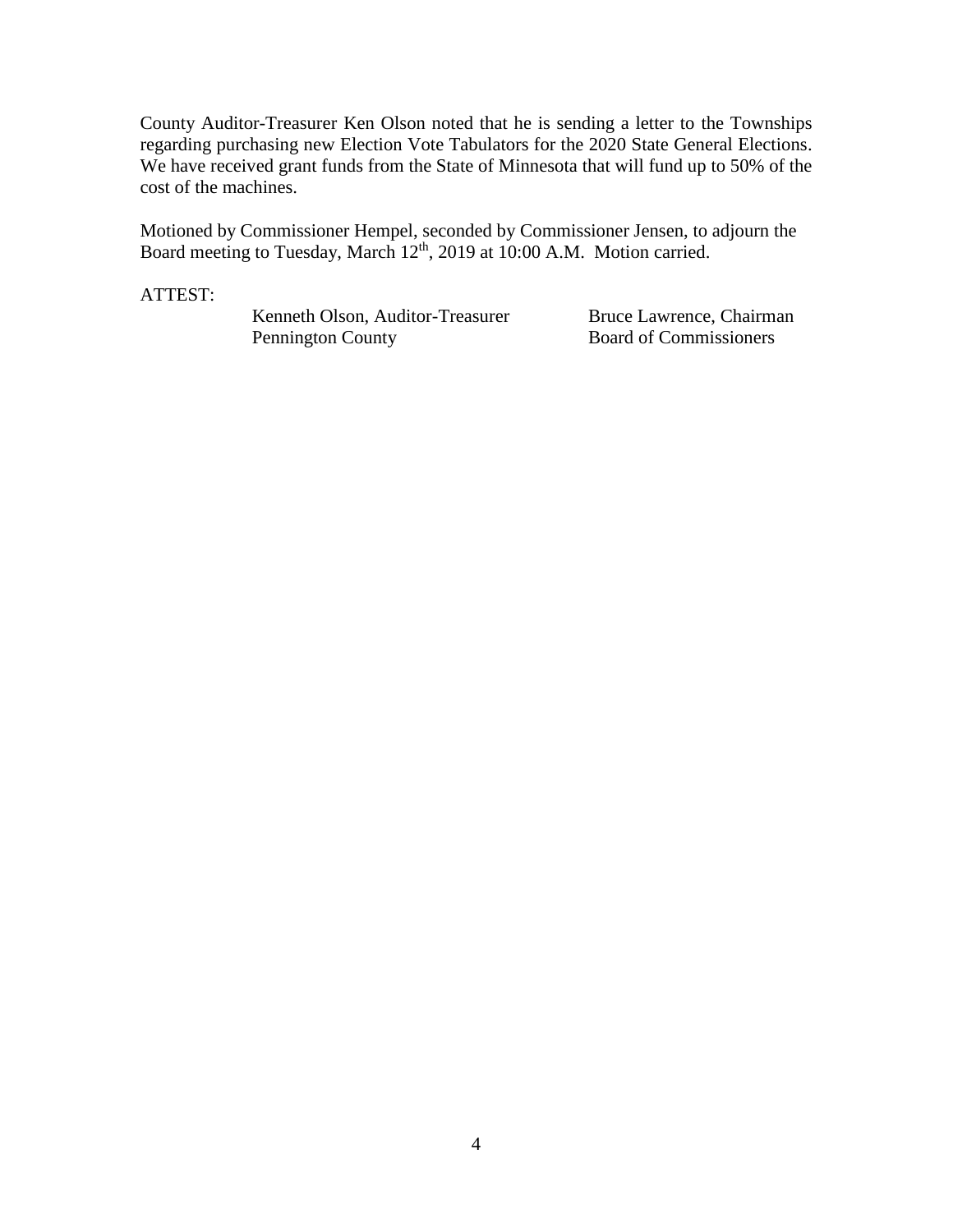County Auditor-Treasurer Ken Olson noted that he is sending a letter to the Townships regarding purchasing new Election Vote Tabulators for the 2020 State General Elections. We have received grant funds from the State of Minnesota that will fund up to 50% of the cost of the machines.

Motioned by Commissioner Hempel, seconded by Commissioner Jensen, to adjourn the Board meeting to Tuesday, March 12th, 2019 at 10:00 A.M. Motion carried.

ATTEST:

| | |
|---|---|
| Kenneth Olson, Auditor-Treasurer | Bruce Lawrence, Chairman |
| Pennington County | Board of Commissioners |